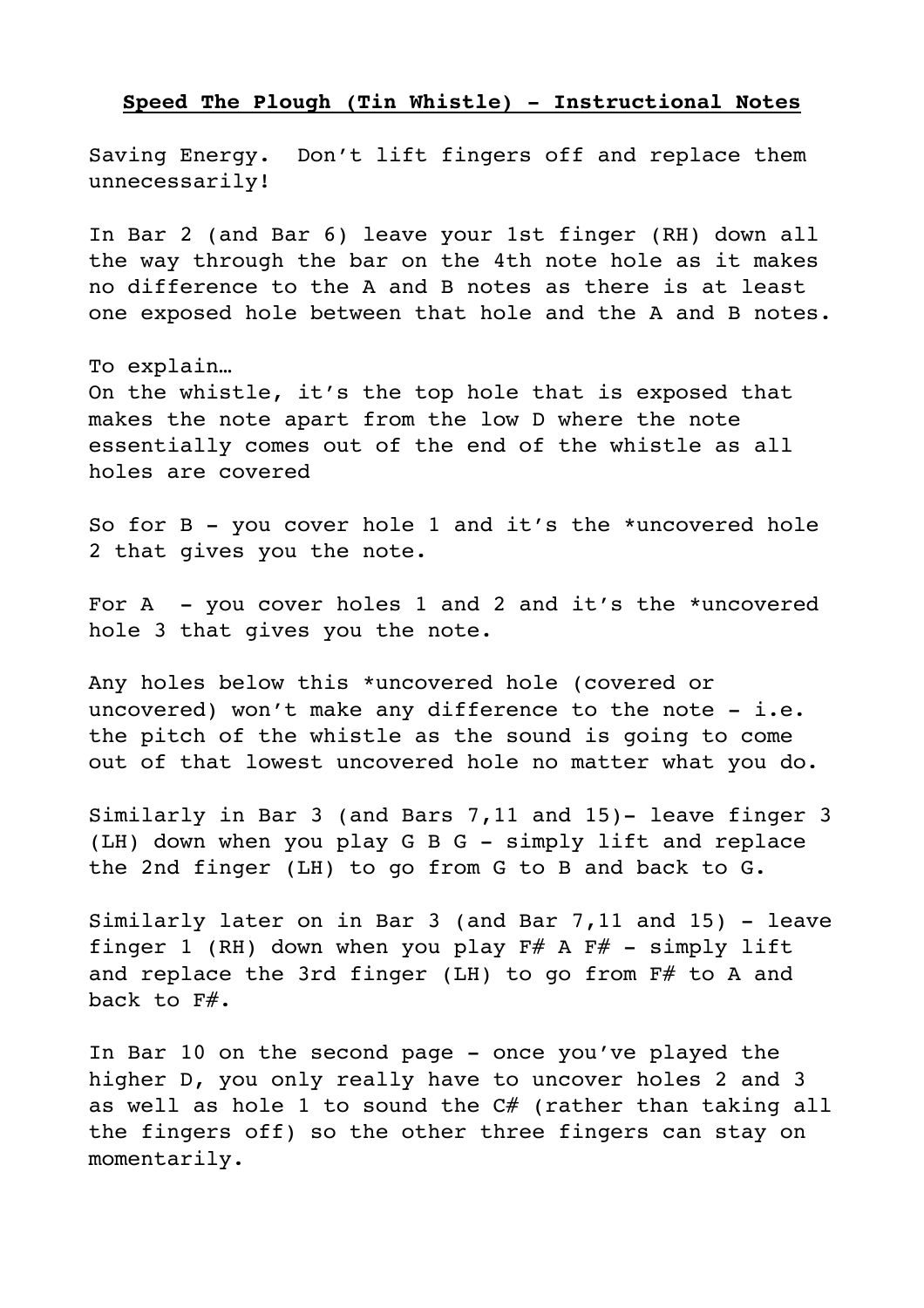**Speed The Plough (Tin Whistle) - Instructional Notes**

Saving Energy. Don't lift fingers off and replace them unnecessarily!

In Bar 2 (and Bar 6) leave your 1st finger (RH) down all the way through the bar on the 4th note hole as it makes no difference to the A and B notes as there is at least one exposed hole between that hole and the A and B notes.

To explain…
On the whistle, it's the top hole that is exposed that makes the note apart from the low D where the note essentially comes out of the end of the whistle as all holes are covered

So for B - you cover hole 1 and it's the *uncovered hole 2 that gives you the note.

For A - you cover holes 1 and 2 and it's the *uncovered hole 3 that gives you the note.

Any holes below this *uncovered hole (covered or uncovered) won't make any difference to the note - i.e. the pitch of the whistle as the sound is going to come out of that lowest uncovered hole no matter what you do.

Similarly in Bar 3 (and Bars 7,11 and 15)- leave finger 3 (LH) down when you play G B G - simply lift and replace the 2nd finger (LH) to go from G to B and back to G.

Similarly later on in Bar 3 (and Bar 7,11 and 15) - leave finger 1 (RH) down when you play F# A F# - simply lift and replace the 3rd finger (LH) to go from F# to A and back to F#.

In Bar 10 on the second page - once you've played the higher D, you only really have to uncover holes 2 and 3 as well as hole 1 to sound the C# (rather than taking all the fingers off) so the other three fingers can stay on momentarily.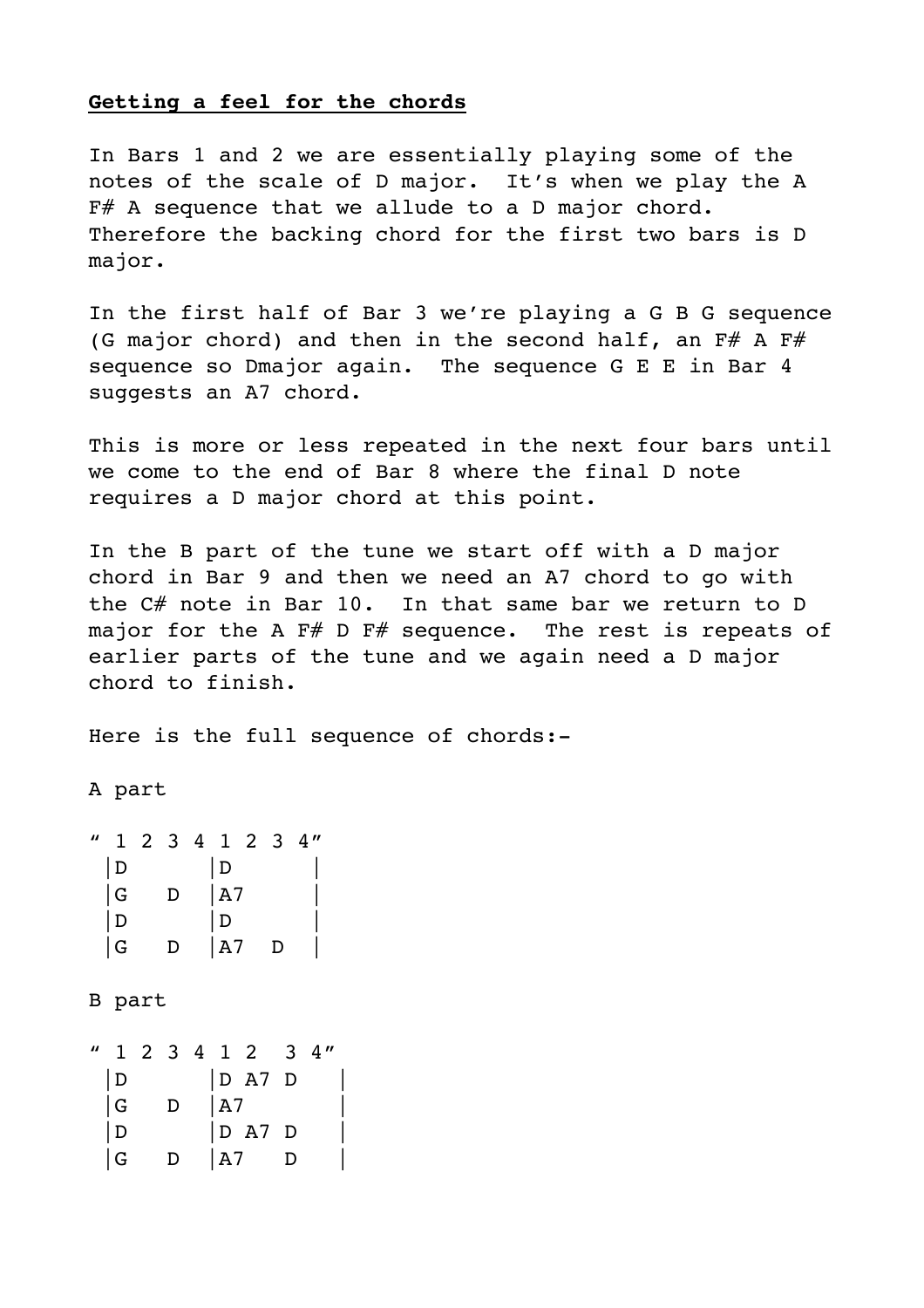**Getting a feel for the chords**

In Bars 1 and 2 we are essentially playing some of the notes of the scale of D major. It's when we play the A F# A sequence that we allude to a D major chord. Therefore the backing chord for the first two bars is D major.

In the first half of Bar 3 we're playing a G B G sequence (G major chord) and then in the second half, an F# A F# sequence so Dmajor again. The sequence G E E in Bar 4 suggests an A7 chord.

This is more or less repeated in the next four bars until we come to the end of Bar 8 where the final D note requires a D major chord at this point.

In the B part of the tune we start off with a D major chord in Bar 9 and then we need an A7 chord to go with the C# note in Bar 10. In that same bar we return to D major for the A F# D F# sequence. The rest is repeats of earlier parts of the tune and we again need a D major chord to finish.

Here is the full sequence of chords:-

A part

```
" 1 2 3 4 1 2 3 4"
 |D      |D      |
 |G   D  |A7     |
 |D      |D      |
 |G   D  |A7  D  |
```

B part

```
" 1 2 3 4 1 2  3 4"
 |D      |D A7 D   |
 |G   D  |A7       |
 |D      |D A7 D   |
 |G   D  |A7   D   |
```